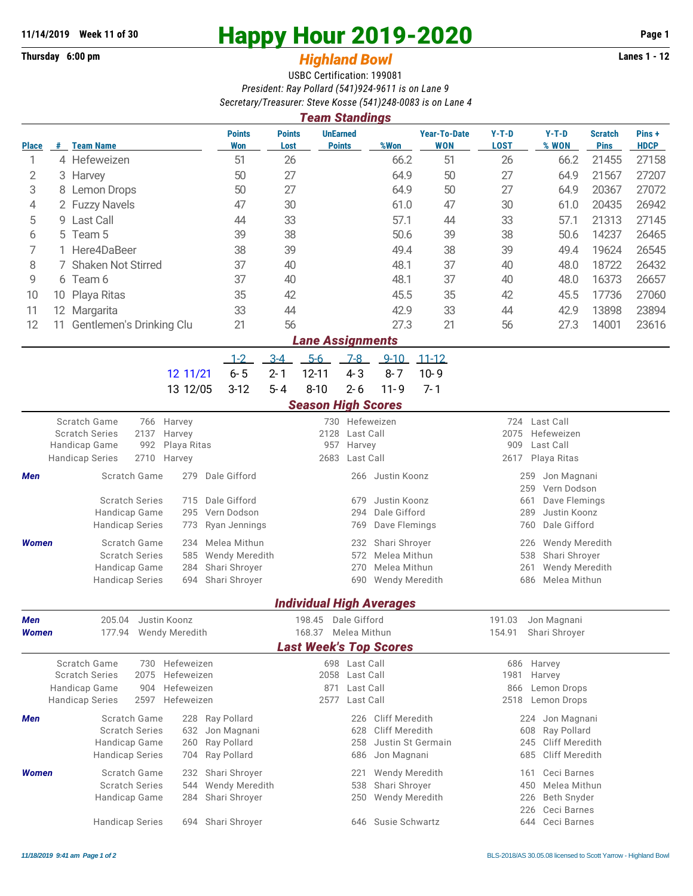11/14/2019 Week 11 of 30

Thursday 6:00 pm

# Happy Hour 2019-2020

## *Highland Bowl*

Lanes 1 - 12

USBC Certification: 199081

*President: Ray Pollard (541)924-9611 is on Lane 9*

*Secretary/Treasurer: Steve Kosse (541)248-0083 is on Lane 4*

### *Team Standings*

| Place | # | Team Name | Points Won | Points Lost | UnEarned Points | %Won | Year-To-Date WON | Y-T-D LOST | Y-T-D % WON | Scratch Pins | Pins + HDCP |
|---|---|---|---|---|---|---|---|---|---|---|---|
| 1 | 4 | Hefeweizen | 51 | 26 | | 66.2 | 51 | 26 | 66.2 | 21455 | 27158 |
| 2 | 3 | Harvey | 50 | 27 | | 64.9 | 50 | 27 | 64.9 | 21567 | 27207 |
| 3 | 8 | Lemon Drops | 50 | 27 | | 64.9 | 50 | 27 | 64.9 | 20367 | 27072 |
| 4 | 2 | Fuzzy Navels | 47 | 30 | | 61.0 | 47 | 30 | 61.0 | 20435 | 26942 |
| 5 | 9 | Last Call | 44 | 33 | | 57.1 | 44 | 33 | 57.1 | 21313 | 27145 |
| 6 | 5 | Team 5 | 39 | 38 | | 50.6 | 39 | 38 | 50.6 | 14237 | 26465 |
| 7 | 1 | Here4DaBeer | 38 | 39 | | 49.4 | 38 | 39 | 49.4 | 19624 | 26545 |
| 8 | 7 | Shaken Not Stirred | 37 | 40 | | 48.1 | 37 | 40 | 48.0 | 18722 | 26432 |
| 9 | 6 | Team 6 | 37 | 40 | | 48.1 | 37 | 40 | 48.0 | 16373 | 26657 |
| 10 | 10 | Playa Ritas | 35 | 42 | | 45.5 | 35 | 42 | 45.5 | 17736 | 27060 |
| 11 | 12 | Margarita | 33 | 44 | | 42.9 | 33 | 44 | 42.9 | 13898 | 23894 |
| 12 | 11 | Gentlemen's Drinking Clu | 21 | 56 | | 27.3 | 21 | 56 | 27.3 | 14001 | 23616 |

### *Lane Assignments*

| | 1-2 | 3-4 | 5-6 | 7-8 | 9-10 | 11-12 |
|---|---|---|---|---|---|---|
| 12 11/21 | 6- 5 | 2- 1 | 12-11 | 4- 3 | 8- 7 | 10- 9 |
| 13 12/05 | 3-12 | 5- 4 | 8-10 | 2- 6 | 11- 9 | 7- 1 |

### *Season High Scores*

| | | | | | | | |
|---|---|---|---|---|---|---|---|
| | Scratch Game | 766 | Harvey | 730 | Hefeweizen | 724 | Last Call |
| | Scratch Series | 2137 | Harvey | 2128 | Last Call | 2075 | Hefeweizen |
| | Handicap Game | 992 | Playa Ritas | 957 | Harvey | 909 | Last Call |
| | Handicap Series | 2710 | Harvey | 2683 | Last Call | 2617 | Playa Ritas |
| ***Men*** | Scratch Game | 279 | Dale Gifford | 266 | Justin Koonz | 259 | Jon Magnani |
| | | | | | | 259 | Vern Dodson |
| | Scratch Series | 715 | Dale Gifford | 679 | Justin Koonz | 661 | Dave Flemings |
| | Handicap Game | 295 | Vern Dodson | 294 | Dale Gifford | 289 | Justin Koonz |
| | Handicap Series | 773 | Ryan Jennings | 769 | Dave Flemings | 760 | Dale Gifford |
| ***Women*** | Scratch Game | 234 | Melea Mithun | 232 | Shari Shroyer | 226 | Wendy Meredith |
| | Scratch Series | 585 | Wendy Meredith | 572 | Melea Mithun | 538 | Shari Shroyer |
| | Handicap Game | 284 | Shari Shroyer | 270 | Melea Mithun | 261 | Wendy Meredith |
| | Handicap Series | 694 | Shari Shroyer | 690 | Wendy Meredith | 686 | Melea Mithun |

### *Individual High Averages*

| | | | | | | |
|---|---|---|---|---|---|---|
| ***Men*** | 205.04 | Justin Koonz | 198.45 | Dale Gifford | 191.03 | Jon Magnani |
| ***Women*** | 177.94 | Wendy Meredith | 168.37 | Melea Mithun | 154.91 | Shari Shroyer |

### *Last Week's Top Scores*

| | | | | | | | |
|---|---|---|---|---|---|---|---|
| | Scratch Game | 730 | Hefeweizen | 698 | Last Call | 686 | Harvey |
| | Scratch Series | 2075 | Hefeweizen | 2058 | Last Call | 1981 | Harvey |
| | Handicap Game | 904 | Hefeweizen | 871 | Last Call | 866 | Lemon Drops |
| | Handicap Series | 2597 | Hefeweizen | 2577 | Last Call | 2518 | Lemon Drops |
| ***Men*** | Scratch Game | 228 | Ray Pollard | 226 | Cliff Meredith | 224 | Jon Magnani |
| | Scratch Series | 632 | Jon Magnani | 628 | Cliff Meredith | 608 | Ray Pollard |
| | Handicap Game | 260 | Ray Pollard | 258 | Justin St Germain | 245 | Cliff Meredith |
| | Handicap Series | 704 | Ray Pollard | 686 | Jon Magnani | 685 | Cliff Meredith |
| ***Women*** | Scratch Game | 232 | Shari Shroyer | 221 | Wendy Meredith | 161 | Ceci Barnes |
| | Scratch Series | 544 | Wendy Meredith | 538 | Shari Shroyer | 450 | Melea Mithun |
| | Handicap Game | 284 | Shari Shroyer | 250 | Wendy Meredith | 226 | Beth Snyder |
| | | | | | | 226 | Ceci Barnes |
| | Handicap Series | 694 | Shari Shroyer | 646 | Susie Schwartz | 644 | Ceci Barnes |

*11/18/2019 9:41 am*

BLS-2018/AS 30.05.08 licensed to Scott Yarrow - Highland Bowl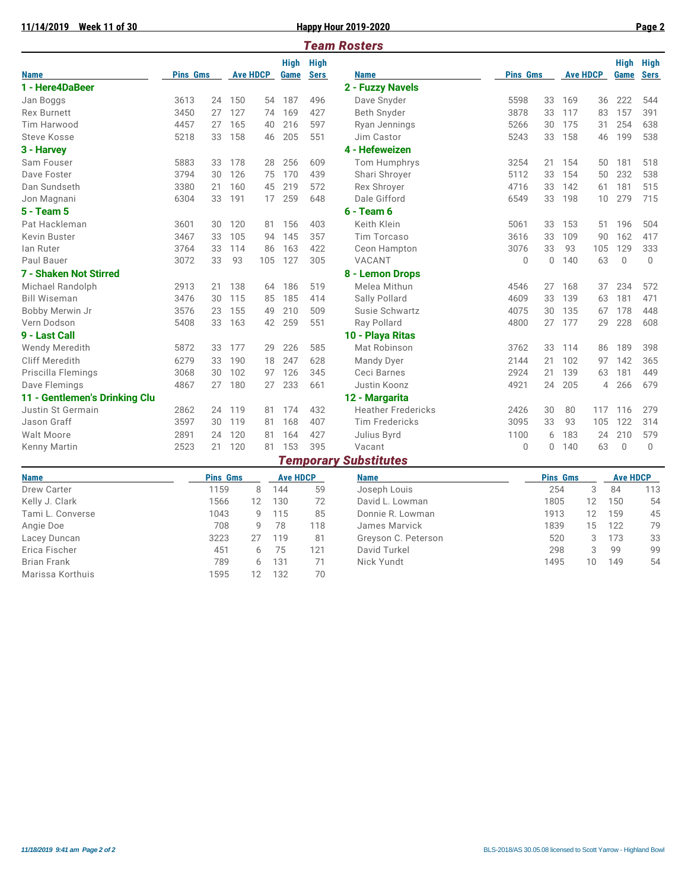## Team Rosters

| Name | Pins | Gms | Ave | HDCP | High Game | High Sers |
|---|---|---|---|---|---|---|
| **1 - Here4DaBeer** | | | | | | |
| Jan Boggs | 3613 | 24 | 150 | 54 | 187 | 496 |
| Rex Burnett | 3450 | 27 | 127 | 74 | 169 | 427 |
| Tim Harwood | 4457 | 27 | 165 | 40 | 216 | 597 |
| Steve Kosse | 5218 | 33 | 158 | 46 | 205 | 551 |
| **2 - Fuzzy Navels** | | | | | | |
| Dave Snyder | 5598 | 33 | 169 | 36 | 222 | 544 |
| Beth Snyder | 3878 | 33 | 117 | 83 | 157 | 391 |
| Ryan Jennings | 5266 | 30 | 175 | 31 | 254 | 638 |
| Jim Castor | 5243 | 33 | 158 | 46 | 199 | 538 |
| **3 - Harvey** | | | | | | |
| Sam Fouser | 5883 | 33 | 178 | 28 | 256 | 609 |
| Dave Foster | 3794 | 30 | 126 | 75 | 170 | 439 |
| Dan Sundseth | 3380 | 21 | 160 | 45 | 219 | 572 |
| Jon Magnani | 6304 | 33 | 191 | 17 | 259 | 648 |
| **4 - Hefeweizen** | | | | | | |
| Tom Humphrys | 3254 | 21 | 154 | 50 | 181 | 518 |
| Shari Shroyer | 5112 | 33 | 154 | 50 | 232 | 538 |
| Rex Shroyer | 4716 | 33 | 142 | 61 | 181 | 515 |
| Dale Gifford | 6549 | 33 | 198 | 10 | 279 | 715 |
| **5 - Team 5** | | | | | | |
| Pat Hackleman | 3601 | 30 | 120 | 81 | 156 | 403 |
| Kevin Buster | 3467 | 33 | 105 | 94 | 145 | 357 |
| Ian Ruter | 3764 | 33 | 114 | 86 | 163 | 422 |
| Paul Bauer | 3072 | 33 | 93 | 105 | 127 | 305 |
| **6 - Team 6** | | | | | | |
| Keith Klein | 5061 | 33 | 153 | 51 | 196 | 504 |
| Tim Torcaso | 3616 | 33 | 109 | 90 | 162 | 417 |
| Ceon Hampton | 3076 | 33 | 93 | 105 | 129 | 333 |
| VACANT | 0 | 0 | 140 | 63 | 0 | 0 |
| **7 - Shaken Not Stirred** | | | | | | |
| Michael Randolph | 2913 | 21 | 138 | 64 | 186 | 519 |
| Bill Wiseman | 3476 | 30 | 115 | 85 | 185 | 414 |
| Bobby Merwin Jr | 3576 | 23 | 155 | 49 | 210 | 509 |
| Vern Dodson | 5408 | 33 | 163 | 42 | 259 | 551 |
| **8 - Lemon Drops** | | | | | | |
| Melea Mithun | 4546 | 27 | 168 | 37 | 234 | 572 |
| Sally Pollard | 4609 | 33 | 139 | 63 | 181 | 471 |
| Susie Schwartz | 4075 | 30 | 135 | 67 | 178 | 448 |
| Ray Pollard | 4800 | 27 | 177 | 29 | 228 | 608 |
| **9 - Last Call** | | | | | | |
| Wendy Meredith | 5872 | 33 | 177 | 29 | 226 | 585 |
| Cliff Meredith | 6279 | 33 | 190 | 18 | 247 | 628 |
| Priscilla Flemings | 3068 | 30 | 102 | 97 | 126 | 345 |
| Dave Flemings | 4867 | 27 | 180 | 27 | 233 | 661 |
| **10 - Playa Ritas** | | | | | | |
| Mat Robinson | 3762 | 33 | 114 | 86 | 189 | 398 |
| Mandy Dyer | 2144 | 21 | 102 | 97 | 142 | 365 |
| Ceci Barnes | 2924 | 21 | 139 | 63 | 181 | 449 |
| Justin Koonz | 4921 | 24 | 205 | 4 | 266 | 679 |
| **11 - Gentlemen's Drinking Clu** | | | | | | |
| Justin St Germain | 2862 | 24 | 119 | 81 | 174 | 432 |
| Jason Graff | 3597 | 30 | 119 | 81 | 168 | 407 |
| Walt Moore | 2891 | 24 | 120 | 81 | 164 | 427 |
| Kenny Martin | 2523 | 21 | 120 | 81 | 153 | 395 |
| **12 - Margarita** | | | | | | |
| Heather Fredericks | 2426 | 30 | 80 | 117 | 116 | 279 |
| Tim Fredericks | 3095 | 33 | 93 | 105 | 122 | 314 |
| Julius Byrd | 1100 | 6 | 183 | 24 | 210 | 579 |
| Vacant | 0 | 0 | 140 | 63 | 0 | 0 |

## Temporary Substitutes

| Name | Pins | Gms | Ave | HDCP |
|---|---|---|---|---|
| Drew Carter | 1159 | 8 | 144 | 59 |
| Kelly J. Clark | 1566 | 12 | 130 | 72 |
| Tami L. Converse | 1043 | 9 | 115 | 85 |
| Angie Doe | 708 | 9 | 78 | 118 |
| Lacey Duncan | 3223 | 27 | 119 | 81 |
| Erica Fischer | 451 | 6 | 75 | 121 |
| Brian Frank | 789 | 6 | 131 | 71 |
| Marissa Korthuis | 1595 | 12 | 132 | 70 |
| Joseph Louis | 254 | 3 | 84 | 113 |
| David L. Lowman | 1805 | 12 | 150 | 54 |
| Donnie R. Lowman | 1913 | 12 | 159 | 45 |
| James Marvick | 1839 | 15 | 122 | 79 |
| Greyson C. Peterson | 520 | 3 | 173 | 33 |
| David Turkel | 298 | 3 | 99 | 99 |
| Nick Yundt | 1495 | 10 | 149 | 54 |